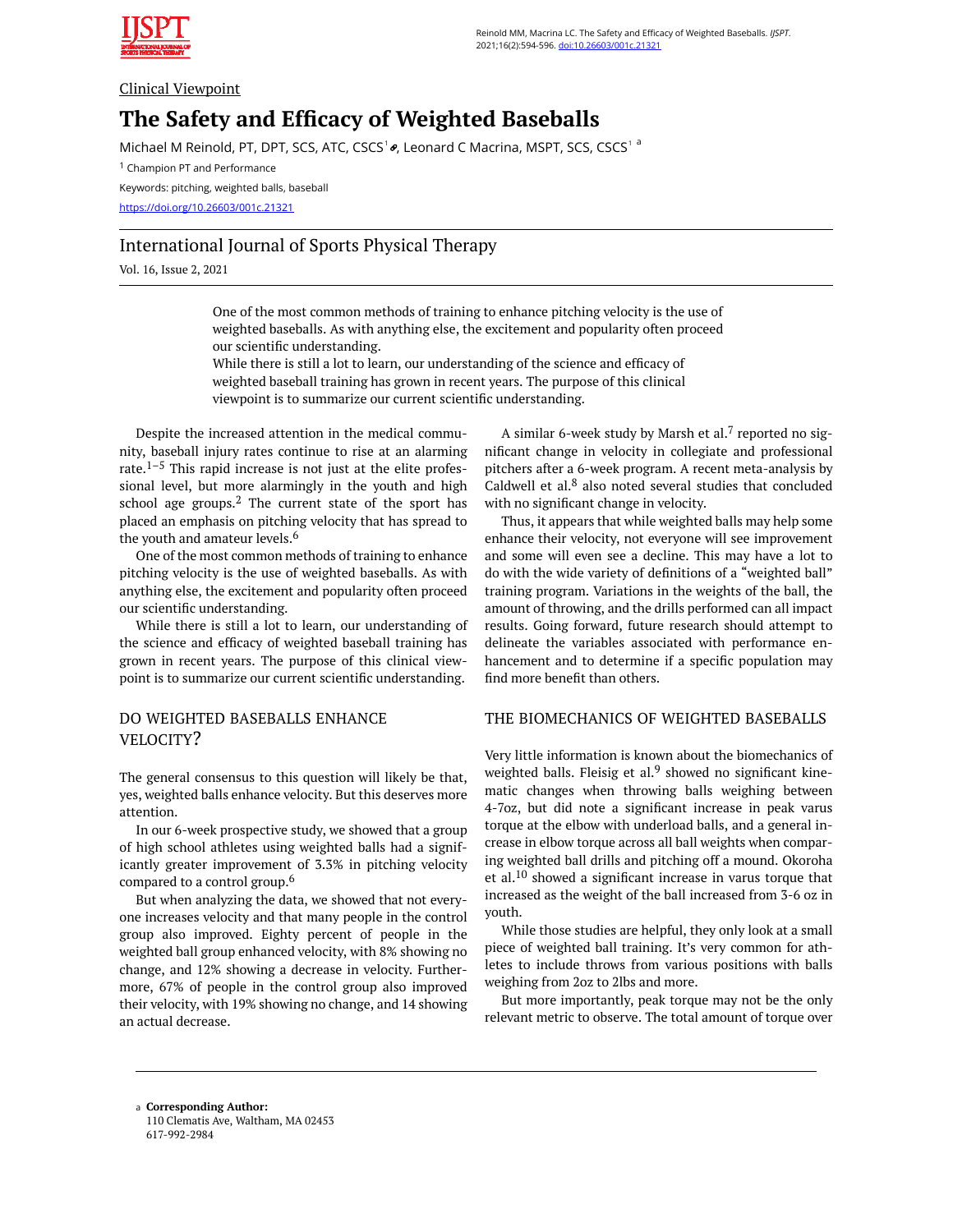Clinical Viewpoint

# The Safety and Efficacy of Weighted Baseballs

Michael M Reinold, PT, DPT, SCS, ATC, CSCS[1], Leonard C Macrina, MSPT, SCS, CSCS[1] [a]

[1] Champion PT and Performance

Keywords: pitching, weighted balls, baseball

https://doi.org/10.26603/001c.21321

## International Journal of Sports Physical Therapy

Vol. 16, Issue 2, 2021

> One of the most common methods of training to enhance pitching velocity is the use of weighted baseballs. As with anything else, the excitement and popularity often proceed our scientific understanding.
> While there is still a lot to learn, our understanding of the science and efficacy of weighted baseball training has grown in recent years. The purpose of this clinical viewpoint is to summarize our current scientific understanding.

Despite the increased attention in the medical community, baseball injury rates continue to rise at an alarming rate.[1–5] This rapid increase is not just at the elite professional level, but more alarmingly in the youth and high school age groups.[2] The current state of the sport has placed an emphasis on pitching velocity that has spread to the youth and amateur levels.[6]

One of the most common methods of training to enhance pitching velocity is the use of weighted baseballs. As with anything else, the excitement and popularity often proceed our scientific understanding.

While there is still a lot to learn, our understanding of the science and efficacy of weighted baseball training has grown in recent years. The purpose of this clinical viewpoint is to summarize our current scientific understanding.

## DO WEIGHTED BASEBALLS ENHANCE VELOCITY?

The general consensus to this question will likely be that, yes, weighted balls enhance velocity. But this deserves more attention.

In our 6-week prospective study, we showed that a group of high school athletes using weighted balls had a significantly greater improvement of 3.3% in pitching velocity compared to a control group.[6]

But when analyzing the data, we showed that not everyone increases velocity and that many people in the control group also improved. Eighty percent of people in the weighted ball group enhanced velocity, with 8% showing no change, and 12% showing a decrease in velocity. Furthermore, 67% of people in the control group also improved their velocity, with 19% showing no change, and 14 showing an actual decrease.

A similar 6-week study by Marsh et al.[7] reported no significant change in velocity in collegiate and professional pitchers after a 6-week program. A recent meta-analysis by Caldwell et al.[8] also noted several studies that concluded with no significant change in velocity.

Thus, it appears that while weighted balls may help some enhance their velocity, not everyone will see improvement and some will even see a decline. This may have a lot to do with the wide variety of definitions of a "weighted ball" training program. Variations in the weights of the ball, the amount of throwing, and the drills performed can all impact results. Going forward, future research should attempt to delineate the variables associated with performance enhancement and to determine if a specific population may find more benefit than others.

## THE BIOMECHANICS OF WEIGHTED BASEBALLS

Very little information is known about the biomechanics of weighted balls. Fleisig et al.[9] showed no significant kinematic changes when throwing balls weighing between 4-7oz, but did note a significant increase in peak varus torque at the elbow with underload balls, and a general increase in elbow torque across all ball weights when comparing weighted ball drills and pitching off a mound. Okoroha et al.[10] showed a significant increase in varus torque that increased as the weight of the ball increased from 3-6 oz in youth.

While those studies are helpful, they only look at a small piece of weighted ball training. It's very common for athletes to include throws from various positions with balls weighing from 2oz to 2lbs and more.

But more importantly, peak torque may not be the only relevant metric to observe. The total amount of torque over

---

[a] **Corresponding Author:**
110 Clematis Ave, Waltham, MA 02453
617-992-2984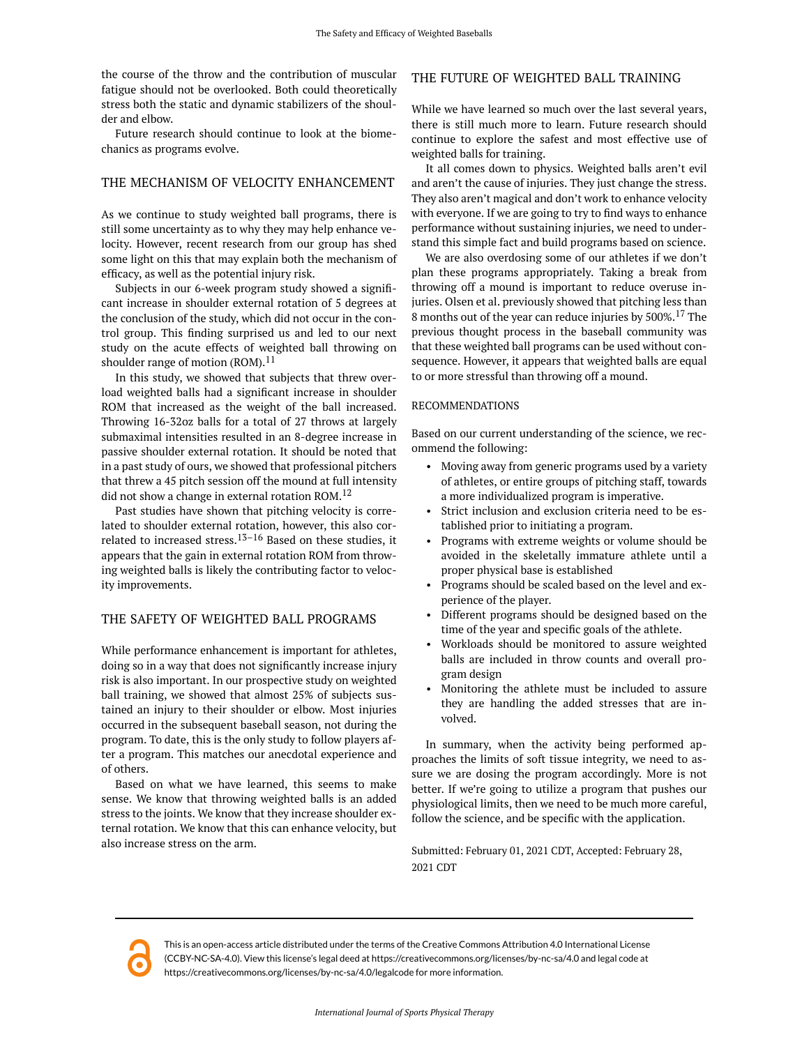the course of the throw and the contribution of muscular fatigue should not be overlooked. Both could theoretically stress both the static and dynamic stabilizers of the shoulder and elbow.

Future research should continue to look at the biomechanics as programs evolve.

## THE MECHANISM OF VELOCITY ENHANCEMENT

As we continue to study weighted ball programs, there is still some uncertainty as to why they may help enhance velocity. However, recent research from our group has shed some light on this that may explain both the mechanism of efficacy, as well as the potential injury risk.

Subjects in our 6-week program study showed a significant increase in shoulder external rotation of 5 degrees at the conclusion of the study, which did not occur in the control group. This finding surprised us and led to our next study on the acute effects of weighted ball throwing on shoulder range of motion (ROM).[11]

In this study, we showed that subjects that threw overload weighted balls had a significant increase in shoulder ROM that increased as the weight of the ball increased. Throwing 16-32oz balls for a total of 27 throws at largely submaximal intensities resulted in an 8-degree increase in passive shoulder external rotation. It should be noted that in a past study of ours, we showed that professional pitchers that threw a 45 pitch session off the mound at full intensity did not show a change in external rotation ROM.[12]

Past studies have shown that pitching velocity is correlated to shoulder external rotation, however, this also correlated to increased stress.[13–16] Based on these studies, it appears that the gain in external rotation ROM from throwing weighted balls is likely the contributing factor to velocity improvements.

## THE SAFETY OF WEIGHTED BALL PROGRAMS

While performance enhancement is important for athletes, doing so in a way that does not significantly increase injury risk is also important. In our prospective study on weighted ball training, we showed that almost 25% of subjects sustained an injury to their shoulder or elbow. Most injuries occurred in the subsequent baseball season, not during the program. To date, this is the only study to follow players after a program. This matches our anecdotal experience and of others.

Based on what we have learned, this seems to make sense. We know that throwing weighted balls is an added stress to the joints. We know that they increase shoulder external rotation. We know that this can enhance velocity, but also increase stress on the arm.

## THE FUTURE OF WEIGHTED BALL TRAINING

While we have learned so much over the last several years, there is still much more to learn. Future research should continue to explore the safest and most effective use of weighted balls for training.

It all comes down to physics. Weighted balls aren't evil and aren't the cause of injuries. They just change the stress. They also aren't magical and don't work to enhance velocity with everyone. If we are going to try to find ways to enhance performance without sustaining injuries, we need to understand this simple fact and build programs based on science.

We are also overdosing some of our athletes if we don't plan these programs appropriately. Taking a break from throwing off a mound is important to reduce overuse injuries. Olsen et al. previously showed that pitching less than 8 months out of the year can reduce injuries by 500%.[17] The previous thought process in the baseball community was that these weighted ball programs can be used without consequence. However, it appears that weighted balls are equal to or more stressful than throwing off a mound.

### RECOMMENDATIONS

Based on our current understanding of the science, we recommend the following:

- Moving away from generic programs used by a variety of athletes, or entire groups of pitching staff, towards a more individualized program is imperative.
- Strict inclusion and exclusion criteria need to be established prior to initiating a program.
- Programs with extreme weights or volume should be avoided in the skeletally immature athlete until a proper physical base is established
- Programs should be scaled based on the level and experience of the player.
- Different programs should be designed based on the time of the year and specific goals of the athlete.
- Workloads should be monitored to assure weighted balls are included in throw counts and overall program design
- Monitoring the athlete must be included to assure they are handling the added stresses that are involved.

In summary, when the activity being performed approaches the limits of soft tissue integrity, we need to assure we are dosing the program accordingly. More is not better. If we're going to utilize a program that pushes our physiological limits, then we need to be much more careful, follow the science, and be specific with the application.

Submitted: February 01, 2021 CDT, Accepted: February 28, 2021 CDT

This is an open-access article distributed under the terms of the Creative Commons Attribution 4.0 International License (CCBY-NC-SA-4.0). View this license's legal deed at https://creativecommons.org/licenses/by-nc-sa/4.0 and legal code at https://creativecommons.org/licenses/by-nc-sa/4.0/legalcode for more information.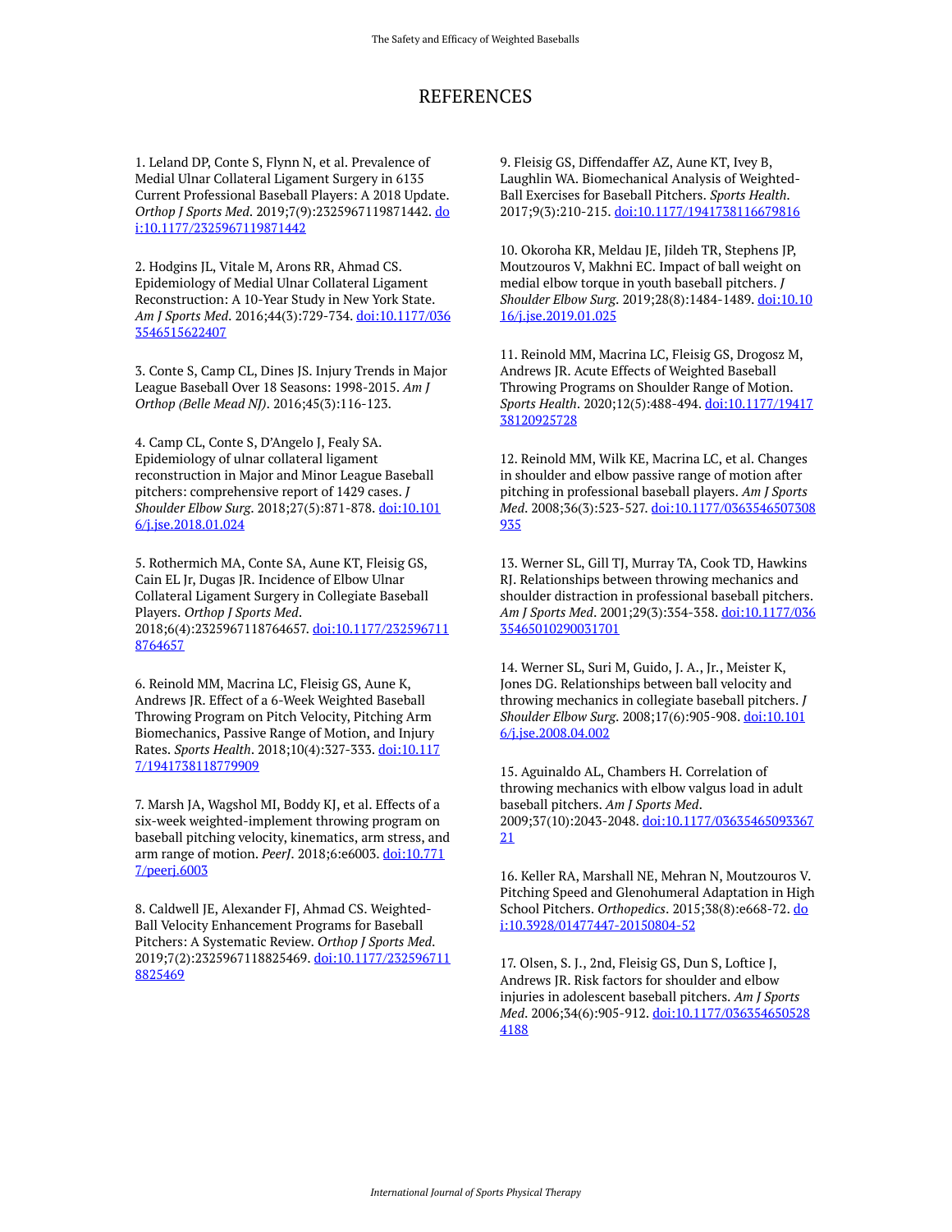# REFERENCES

1. Leland DP, Conte S, Flynn N, et al. Prevalence of Medial Ulnar Collateral Ligament Surgery in 6135 Current Professional Baseball Players: A 2018 Update. *Orthop J Sports Med*. 2019;7(9):2325967119871442. doi:10.1177/2325967119871442

2. Hodgins JL, Vitale M, Arons RR, Ahmad CS. Epidemiology of Medial Ulnar Collateral Ligament Reconstruction: A 10-Year Study in New York State. *Am J Sports Med*. 2016;44(3):729-734. doi:10.1177/0363546515622407

3. Conte S, Camp CL, Dines JS. Injury Trends in Major League Baseball Over 18 Seasons: 1998-2015. *Am J Orthop (Belle Mead NJ)*. 2016;45(3):116-123.

4. Camp CL, Conte S, D'Angelo J, Fealy SA. Epidemiology of ulnar collateral ligament reconstruction in Major and Minor League Baseball pitchers: comprehensive report of 1429 cases. *J Shoulder Elbow Surg*. 2018;27(5):871-878. doi:10.1016/j.jse.2018.01.024

5. Rothermich MA, Conte SA, Aune KT, Fleisig GS, Cain EL Jr, Dugas JR. Incidence of Elbow Ulnar Collateral Ligament Surgery in Collegiate Baseball Players. *Orthop J Sports Med*. 2018;6(4):2325967118764657. doi:10.1177/2325967118764657

6. Reinold MM, Macrina LC, Fleisig GS, Aune K, Andrews JR. Effect of a 6-Week Weighted Baseball Throwing Program on Pitch Velocity, Pitching Arm Biomechanics, Passive Range of Motion, and Injury Rates. *Sports Health*. 2018;10(4):327-333. doi:10.1177/1941738118779909

7. Marsh JA, Wagshol MI, Boddy KJ, et al. Effects of a six-week weighted-implement throwing program on baseball pitching velocity, kinematics, arm stress, and arm range of motion. *PeerJ*. 2018;6:e6003. doi:10.7717/peerj.6003

8. Caldwell JE, Alexander FJ, Ahmad CS. Weighted-Ball Velocity Enhancement Programs for Baseball Pitchers: A Systematic Review. *Orthop J Sports Med*. 2019;7(2):2325967118825469. doi:10.1177/2325967118825469

9. Fleisig GS, Diffendaffer AZ, Aune KT, Ivey B, Laughlin WA. Biomechanical Analysis of Weighted-Ball Exercises for Baseball Pitchers. *Sports Health*. 2017;9(3):210-215. doi:10.1177/1941738116679816

10. Okoroha KR, Meldau JE, Jildeh TR, Stephens JP, Moutzouros V, Makhni EC. Impact of ball weight on medial elbow torque in youth baseball pitchers. *J Shoulder Elbow Surg*. 2019;28(8):1484-1489. doi:10.1016/j.jse.2019.01.025

11. Reinold MM, Macrina LC, Fleisig GS, Drogosz M, Andrews JR. Acute Effects of Weighted Baseball Throwing Programs on Shoulder Range of Motion. *Sports Health*. 2020;12(5):488-494. doi:10.1177/1941738120925728

12. Reinold MM, Wilk KE, Macrina LC, et al. Changes in shoulder and elbow passive range of motion after pitching in professional baseball players. *Am J Sports Med*. 2008;36(3):523-527. doi:10.1177/0363546507308935

13. Werner SL, Gill TJ, Murray TA, Cook TD, Hawkins RJ. Relationships between throwing mechanics and shoulder distraction in professional baseball pitchers. *Am J Sports Med*. 2001;29(3):354-358. doi:10.1177/03635465010290031701

14. Werner SL, Suri M, Guido, J. A., Jr., Meister K, Jones DG. Relationships between ball velocity and throwing mechanics in collegiate baseball pitchers. *J Shoulder Elbow Surg*. 2008;17(6):905-908. doi:10.1016/j.jse.2008.04.002

15. Aguinaldo AL, Chambers H. Correlation of throwing mechanics with elbow valgus load in adult baseball pitchers. *Am J Sports Med*. 2009;37(10):2043-2048. doi:10.1177/0363546509336721

16. Keller RA, Marshall NE, Mehran N, Moutzouros V. Pitching Speed and Glenohumeral Adaptation in High School Pitchers. *Orthopedics*. 2015;38(8):e668-72. doi:10.3928/01477447-20150804-52

17. Olsen, S. J., 2nd, Fleisig GS, Dun S, Loftice J, Andrews JR. Risk factors for shoulder and elbow injuries in adolescent baseball pitchers. *Am J Sports Med*. 2006;34(6):905-912. doi:10.1177/0363546505284188